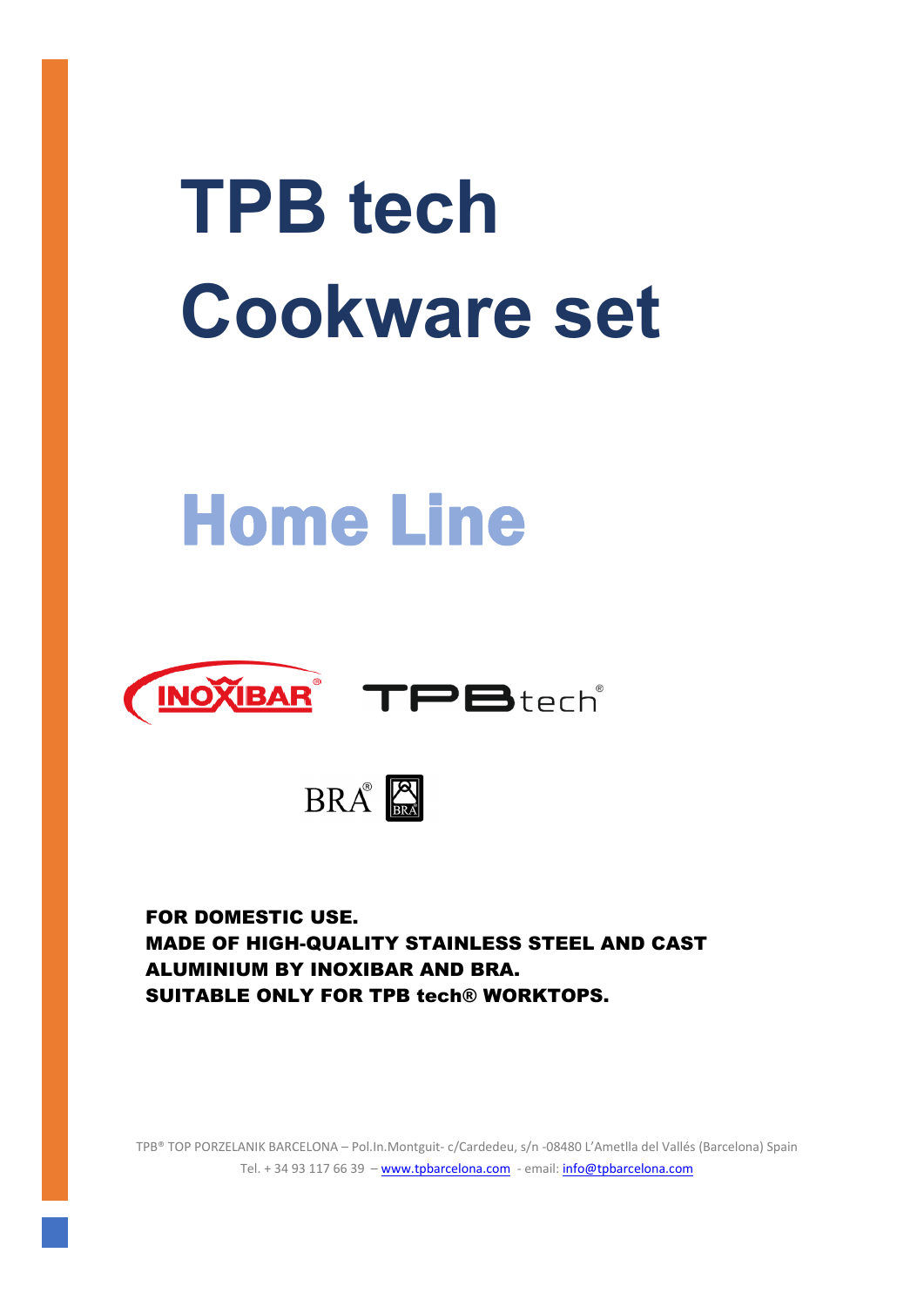# TPB tech Cookware set

## Home Line

**FOR DOMESTIC USE.**
**MADE OF HIGH-QUALITY STAINLESS STEEL AND CAST ALUMINIUM BY INOXIBAR AND BRA.**
**SUITABLE ONLY FOR TPB tech® WORKTOPS.**

TPB® TOP PORZELANIK BARCELONA – Pol.In.Montguit- c/Cardedeu, s/n -08480 L'Ametlla del Vallés (Barcelona) Spain
Tel. + 34 93 117 66 39 – www.tpbarcelona.com - email: info@tpbarcelona.com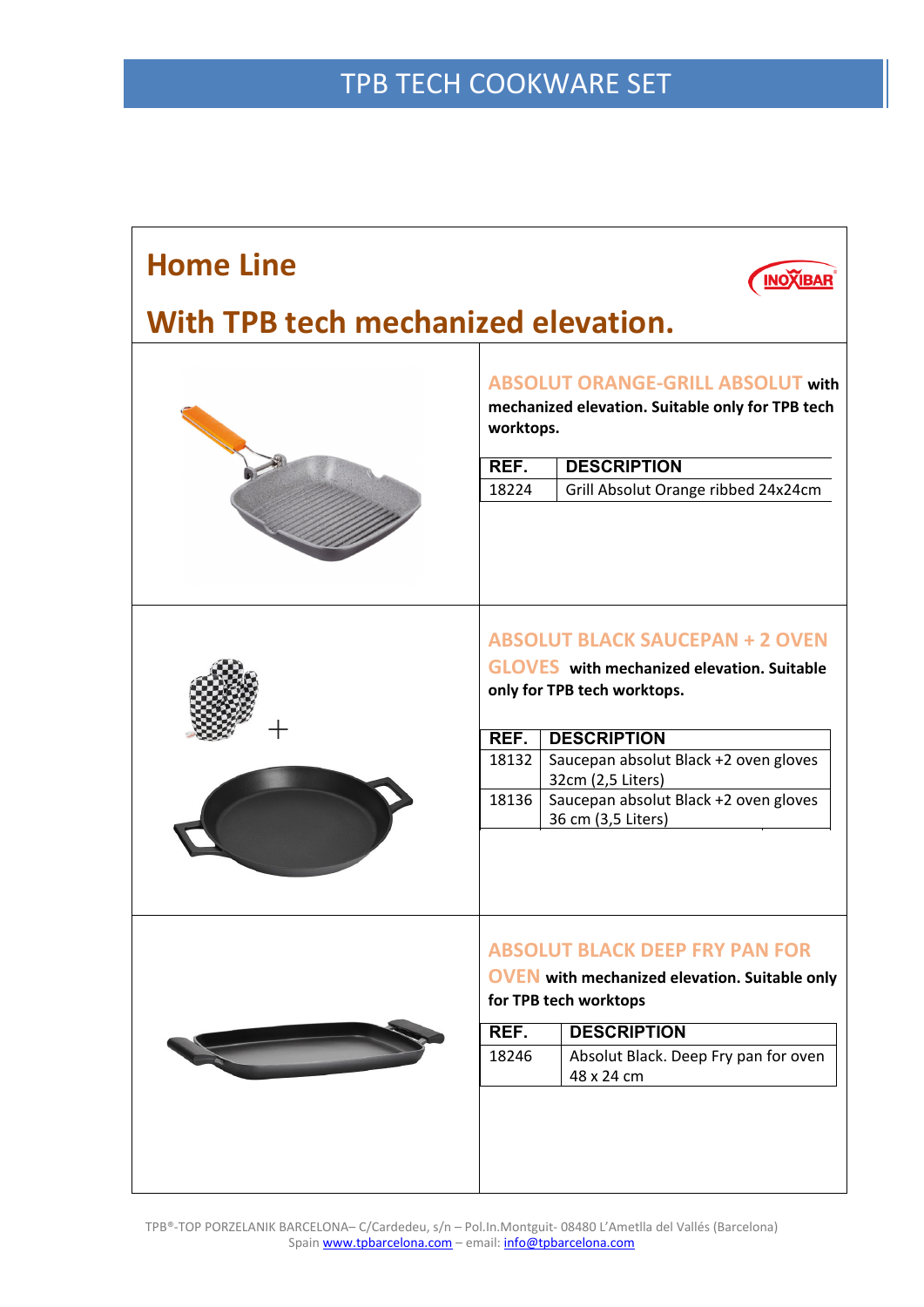# TPB TECH COOKWARE SET

## Home Line

## With TPB tech mechanized elevation.

**ABSOLUT ORANGE-GRILL ABSOLUT with mechanized elevation. Suitable only for TPB tech worktops.**

| REF. | DESCRIPTION |
|---|---|
| 18224 | Grill Absolut Orange ribbed 24x24cm |

**ABSOLUT BLACK SAUCEPAN + 2 OVEN GLOVES with mechanized elevation. Suitable only for TPB tech worktops.**

| REF. | DESCRIPTION |
|---|---|
| 18132 | Saucepan absolut Black +2 oven gloves 32cm (2,5 Liters) |
| 18136 | Saucepan absolut Black +2 oven gloves 36 cm (3,5 Liters) |

**ABSOLUT BLACK DEEP FRY PAN FOR OVEN with mechanized elevation. Suitable only for TPB tech worktops**

| REF. | DESCRIPTION |
|---|---|
| 18246 | Absolut Black. Deep Fry pan for oven 48 x 24 cm |

TPB®-TOP PORZELANIK BARCELONA– C/Cardedeu, s/n – Pol.In.Montguit- 08480 L'Ametlla del Vallés (Barcelona) Spain www.tpbarcelona.com – email: info@tpbarcelona.com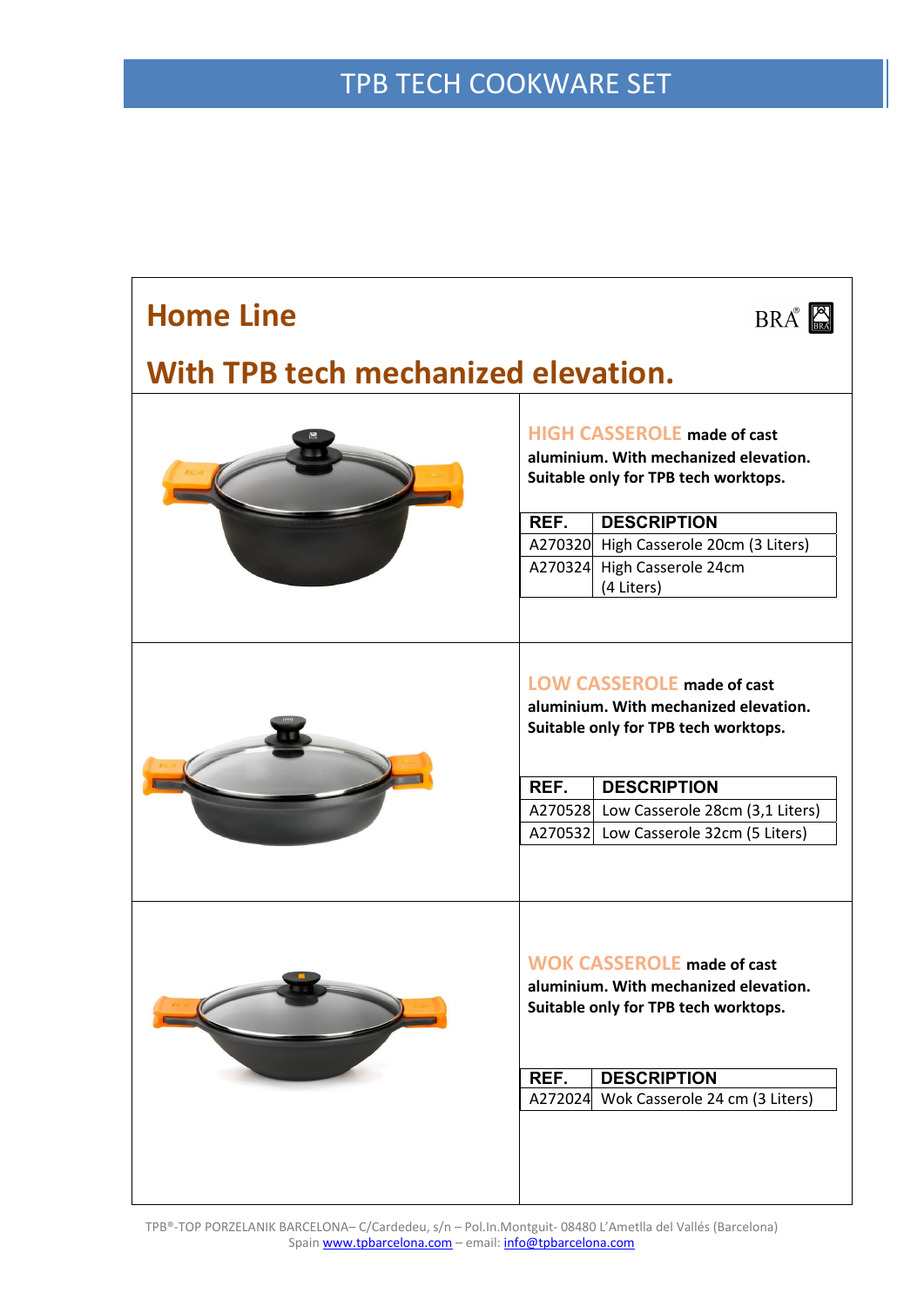# TPB TECH COOKWARE SET

## Home Line

BRA

## With TPB tech mechanized elevation.

**HIGH CASSEROLE made of cast aluminium. With mechanized elevation. Suitable only for TPB tech worktops.**

| REF. | DESCRIPTION |
|---|---|
| A270320 | High Casserole 20cm (3 Liters) |
| A270324 | High Casserole 24cm (4 Liters) |

**LOW CASSEROLE made of cast aluminium. With mechanized elevation. Suitable only for TPB tech worktops.**

| REF. | DESCRIPTION |
|---|---|
| A270528 | Low Casserole 28cm (3,1 Liters) |
| A270532 | Low Casserole 32cm (5 Liters) |

**WOK CASSEROLE made of cast aluminium. With mechanized elevation. Suitable only for TPB tech worktops.**

| REF. | DESCRIPTION |
|---|---|
| A272024 | Wok Casserole 24 cm (3 Liters) |

TPB®-TOP PORZELANIK BARCELONA– C/Cardedeu, s/n – Pol.In.Montguit- 08480 L'Ametlla del Vallés (Barcelona) Spain www.tpbarcelona.com – email: info@tpbarcelona.com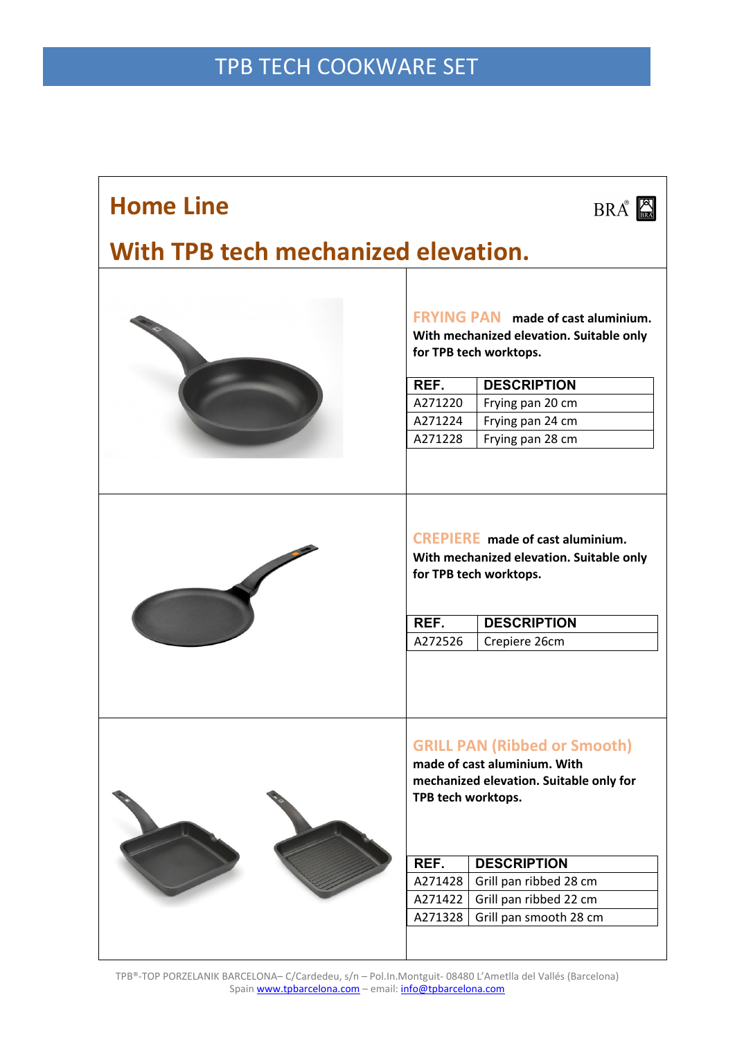# TPB TECH COOKWARE SET

## Home Line

BRA®

## With TPB tech mechanized elevation.

**FRYING PAN** **made of cast aluminium. With mechanized elevation. Suitable only for TPB tech worktops.**

| REF. | DESCRIPTION |
|---|---|
| A271220 | Frying pan 20 cm |
| A271224 | Frying pan 24 cm |
| A271228 | Frying pan 28 cm |

**CREPIERE** **made of cast aluminium. With mechanized elevation. Suitable only for TPB tech worktops.**

| REF. | DESCRIPTION |
|---|---|
| A272526 | Crepiere 26cm |

**GRILL PAN (Ribbed or Smooth)** **made of cast aluminium. With mechanized elevation. Suitable only for TPB tech worktops.**

| REF. | DESCRIPTION |
|---|---|
| A271428 | Grill pan ribbed 28 cm |
| A271422 | Grill pan ribbed 22 cm |
| A271328 | Grill pan smooth 28 cm |

TPB®-TOP PORZELANIK BARCELONA– C/Cardedeu, s/n – Pol.In.Montguit- 08480 L'Ametlla del Vallés (Barcelona) Spain www.tpbarcelona.com – email: info@tpbarcelona.com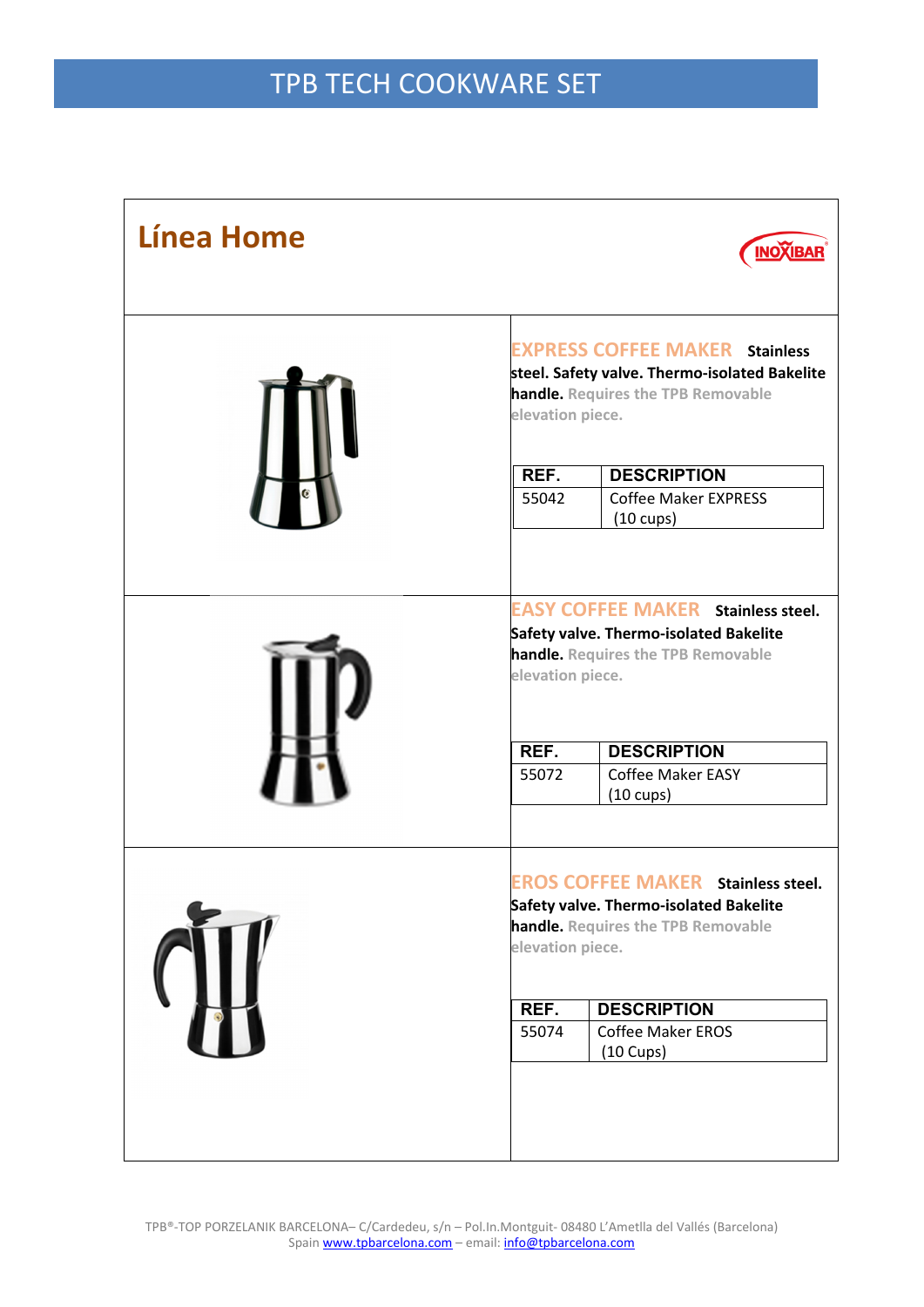# TPB TECH COOKWARE SET

## Línea Home

INOXIBAR

### EXPRESS COFFEE MAKER

**Stainless steel. Safety valve. Thermo-isolated Bakelite handle.** Requires the TPB Removable elevation piece.

| REF. | DESCRIPTION |
| --- | --- |
| 55042 | Coffee Maker EXPRESS (10 cups) |

### EASY COFFEE MAKER

**Stainless steel. Safety valve. Thermo-isolated Bakelite handle.** Requires the TPB Removable elevation piece.

| REF. | DESCRIPTION |
| --- | --- |
| 55072 | Coffee Maker EASY (10 cups) |

### EROS COFFEE MAKER

**Stainless steel. Safety valve. Thermo-isolated Bakelite handle.** Requires the TPB Removable elevation piece.

| REF. | DESCRIPTION |
| --- | --- |
| 55074 | Coffee Maker EROS (10 Cups) |

TPB®-TOP PORZELANIK BARCELONA– C/Cardedeu, s/n – Pol.In.Montguit- 08480 L'Ametlla del Vallés (Barcelona) Spain www.tpbarcelona.com – email: info@tpbarcelona.com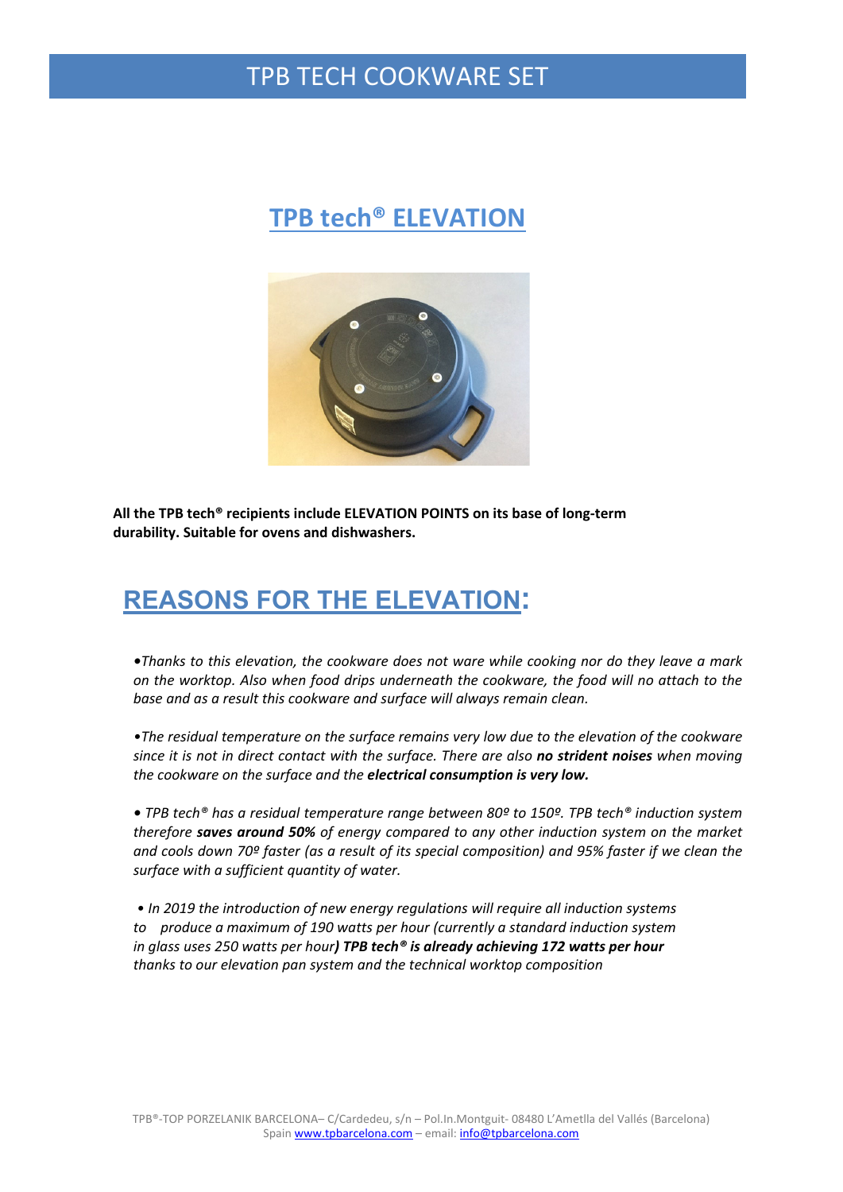# TPB TECH COOKWARE SET

## TPB tech® ELEVATION

**All the TPB tech® recipients include ELEVATION POINTS on its base of long-term durability. Suitable for ovens and dishwashers.**

## REASONS FOR THE ELEVATION:

*•Thanks to this elevation, the cookware does not ware while cooking nor do they leave a mark on the worktop. Also when food drips underneath the cookware, the food will no attach to the base and as a result this cookware and surface will always remain clean.*

*•The residual temperature on the surface remains very low due to the elevation of the cookware since it is not in direct contact with the surface. There are also **no strident noises** when moving the cookware on the surface and the **electrical consumption is very low.***

*• TPB tech® has a residual temperature range between 80º to 150º. TPB tech® induction system therefore **saves around 50%** of energy compared to any other induction system on the market and cools down 70º faster (as a result of its special composition) and 95% faster if we clean the surface with a sufficient quantity of water.*

*• In 2019 the introduction of new energy regulations will require all induction systems to produce a maximum of 190 watts per hour (currently a standard induction system in glass uses 250 watts per hour**) TPB tech® is already achieving 172 watts per hour** thanks to our elevation pan system and the technical worktop composition*

TPB®-TOP PORZELANIK BARCELONA– C/Cardedeu, s/n – Pol.In.Montguit- 08480 L'Ametlla del Vallés (Barcelona) Spain www.tpbarcelona.com – email: info@tpbarcelona.com